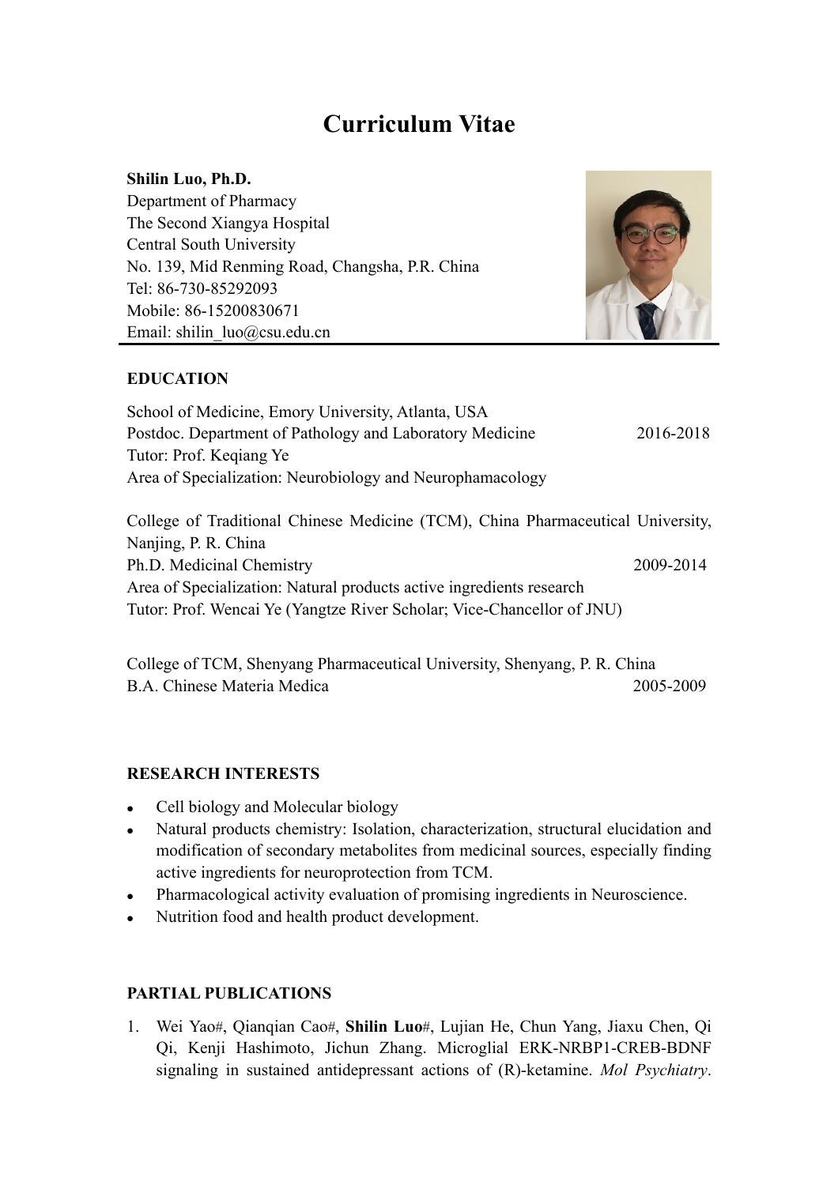# Curriculum Vitae

**Shilin Luo, Ph.D.**
Department of Pharmacy
The Second Xiangya Hospital
Central South University
No. 139, Mid Renming Road, Changsha, P.R. China
Tel: 86-730-85292093
Mobile: 86-15200830671
Email: shilin_luo@csu.edu.cn

## EDUCATION

School of Medicine, Emory University, Atlanta, USA
Postdoc. Department of Pathology and Laboratory Medicine 2016-2018
Tutor: Prof. Keqiang Ye
Area of Specialization: Neurobiology and Neuropharmacology

College of Traditional Chinese Medicine (TCM), China Pharmaceutical University, Nanjing, P. R. China
Ph.D. Medicinal Chemistry 2009-2014
Area of Specialization: Natural products active ingredients research
Tutor: Prof. Wencai Ye (Yangtze River Scholar; Vice-Chancellor of JNU)

College of TCM, Shenyang Pharmaceutical University, Shenyang, P. R. China
B.A. Chinese Materia Medica 2005-2009

## RESEARCH INTERESTS

- Cell biology and Molecular biology
- Natural products chemistry: Isolation, characterization, structural elucidation and modification of secondary metabolites from medicinal sources, especially finding active ingredients for neuroprotection from TCM.
- Pharmacological activity evaluation of promising ingredients in Neuroscience.
- Nutrition food and health product development.

## PARTIAL PUBLICATIONS

1. Wei Yao#, Qianqian Cao#, **Shilin Luo**#, Lujian He, Chun Yang, Jiaxu Chen, Qi Qi, Kenji Hashimoto, Jichun Zhang. Microglial ERK-NRBP1-CREB-BDNF signaling in sustained antidepressant actions of (R)-ketamine. *Mol Psychiatry*.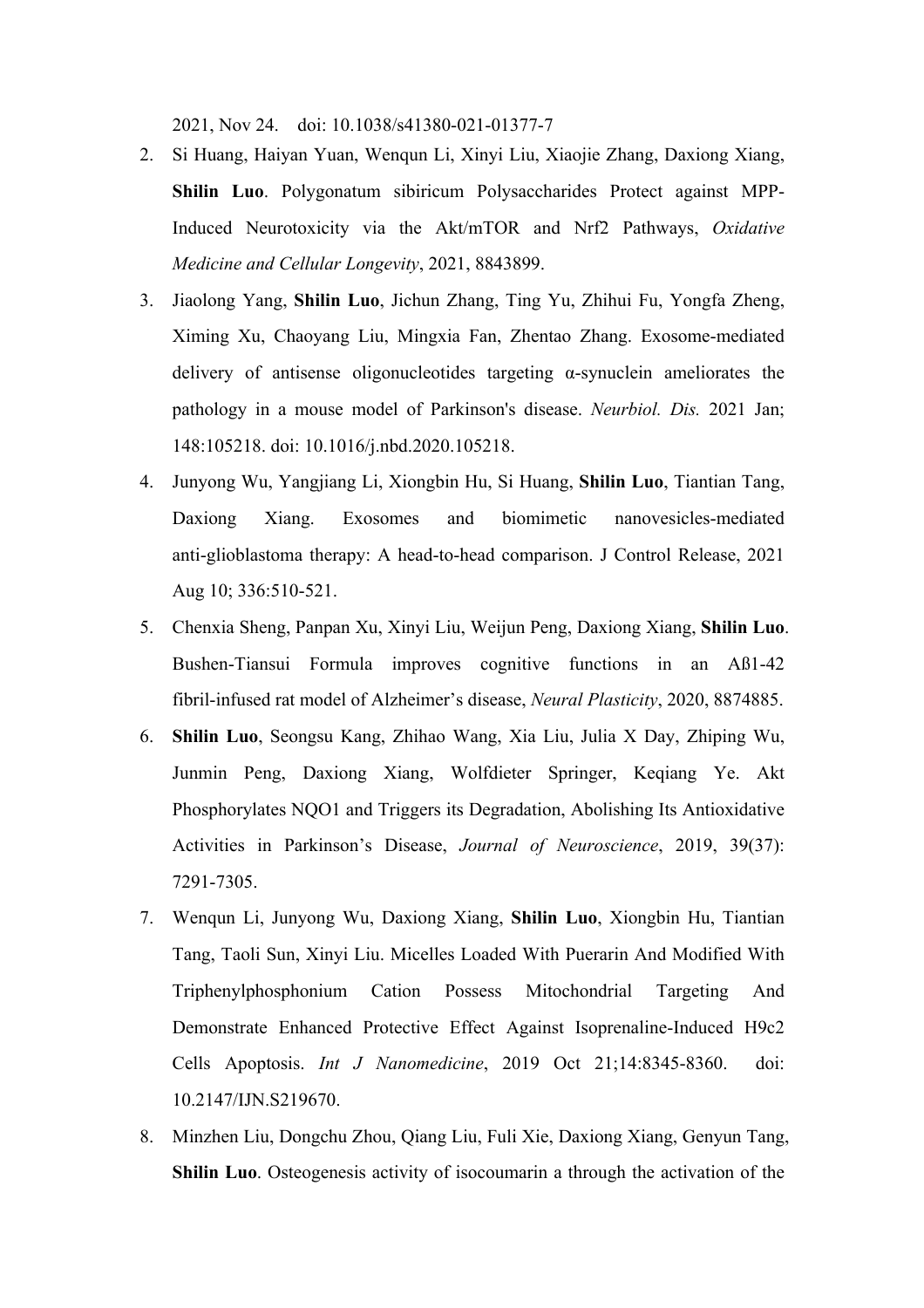2021, Nov 24. doi: 10.1038/s41380-021-01377-7

2. Si Huang, Haiyan Yuan, Wenqun Li, Xinyi Liu, Xiaojie Zhang, Daxiong Xiang, **Shilin Luo**. Polygonatum sibiricum Polysaccharides Protect against MPP-Induced Neurotoxicity via the Akt/mTOR and Nrf2 Pathways, *Oxidative Medicine and Cellular Longevity*, 2021, 8843899.
3. Jiaolong Yang, **Shilin Luo**, Jichun Zhang, Ting Yu, Zhihui Fu, Yongfa Zheng, Ximing Xu, Chaoyang Liu, Mingxia Fan, Zhentao Zhang. Exosome-mediated delivery of antisense oligonucleotides targeting α-synuclein ameliorates the pathology in a mouse model of Parkinson's disease. *Neurbiol. Dis.* 2021 Jan; 148:105218. doi: 10.1016/j.nbd.2020.105218.
4. Junyong Wu, Yangjiang Li, Xiongbin Hu, Si Huang, **Shilin Luo**, Tiantian Tang, Daxiong Xiang. Exosomes and biomimetic nanovesicles-mediated anti-glioblastoma therapy: A head-to-head comparison. J Control Release, 2021 Aug 10; 336:510-521.
5. Chenxia Sheng, Panpan Xu, Xinyi Liu, Weijun Peng, Daxiong Xiang, **Shilin Luo**. Bushen-Tiansui Formula improves cognitive functions in an Aß1-42 fibril-infused rat model of Alzheimer's disease, *Neural Plasticity*, 2020, 8874885.
6. **Shilin Luo**, Seongsu Kang, Zhihao Wang, Xia Liu, Julia X Day, Zhiping Wu, Junmin Peng, Daxiong Xiang, Wolfdieter Springer, Keqiang Ye. Akt Phosphorylates NQO1 and Triggers its Degradation, Abolishing Its Antioxidative Activities in Parkinson's Disease, *Journal of Neuroscience*, 2019, 39(37): 7291-7305.
7. Wenqun Li, Junyong Wu, Daxiong Xiang, **Shilin Luo**, Xiongbin Hu, Tiantian Tang, Taoli Sun, Xinyi Liu. Micelles Loaded With Puerarin And Modified With Triphenylphosphonium Cation Possess Mitochondrial Targeting And Demonstrate Enhanced Protective Effect Against Isoprenaline-Induced H9c2 Cells Apoptosis. *Int J Nanomedicine*, 2019 Oct 21;14:8345-8360. doi: 10.2147/IJN.S219670.
8. Minzhen Liu, Dongchu Zhou, Qiang Liu, Fuli Xie, Daxiong Xiang, Genyun Tang, **Shilin Luo**. Osteogenesis activity of isocoumarin a through the activation of the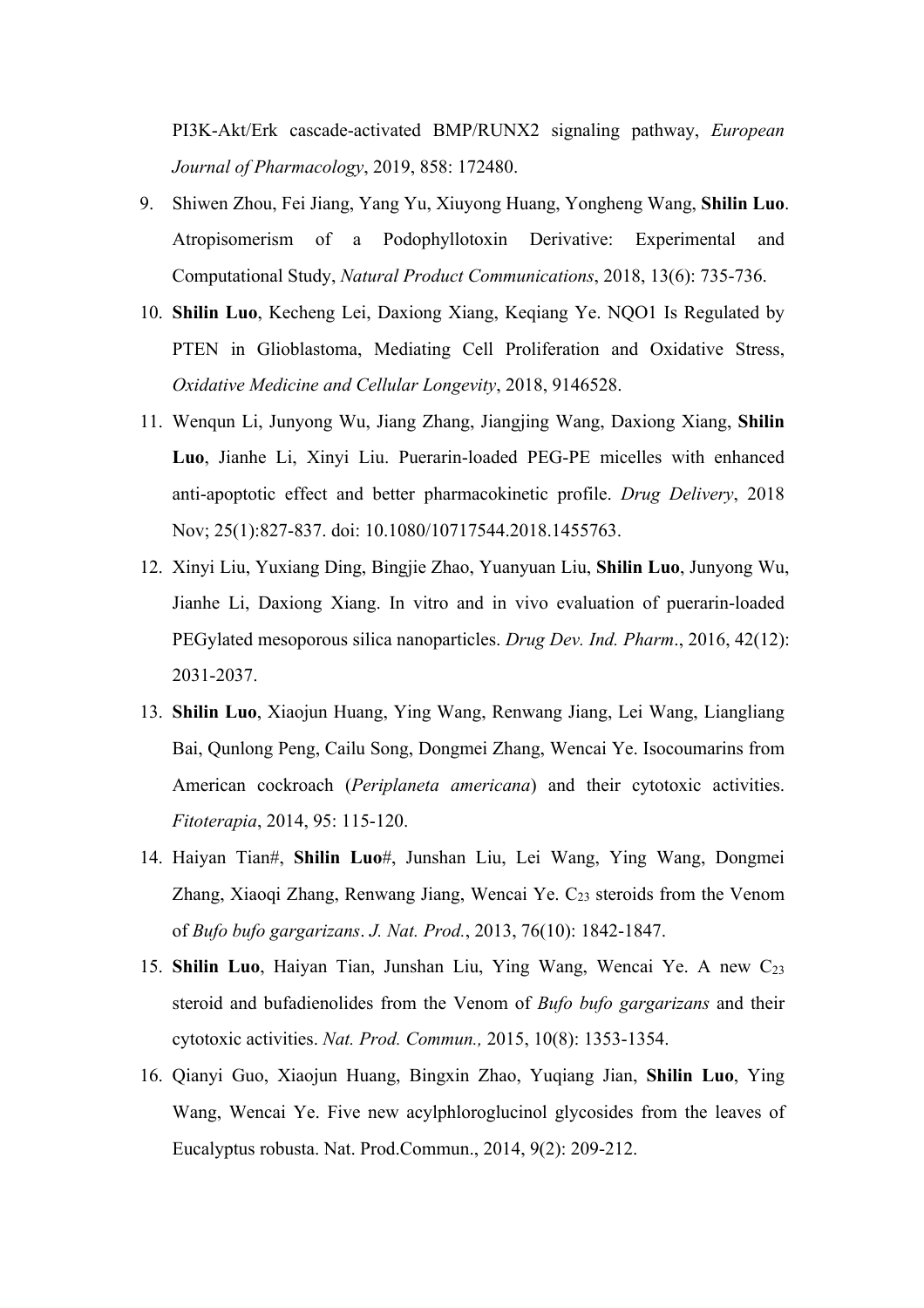PI3K-Akt/Erk cascade-activated BMP/RUNX2 signaling pathway, *European Journal of Pharmacology*, 2019, 858: 172480.

9. Shiwen Zhou, Fei Jiang, Yang Yu, Xiuyong Huang, Yongheng Wang, **Shilin Luo**. Atropisomerism of a Podophyllotoxin Derivative: Experimental and Computational Study, *Natural Product Communications*, 2018, 13(6): 735-736.
10. **Shilin Luo**, Kecheng Lei, Daxiong Xiang, Keqiang Ye. NQO1 Is Regulated by PTEN in Glioblastoma, Mediating Cell Proliferation and Oxidative Stress, *Oxidative Medicine and Cellular Longevity*, 2018, 9146528.
11. Wenqun Li, Junyong Wu, Jiang Zhang, Jiangjing Wang, Daxiong Xiang, **Shilin Luo**, Jianhe Li, Xinyi Liu. Puerarin-loaded PEG-PE micelles with enhanced anti-apoptotic effect and better pharmacokinetic profile. *Drug Delivery*, 2018 Nov; 25(1):827-837. doi: 10.1080/10717544.2018.1455763.
12. Xinyi Liu, Yuxiang Ding, Bingjie Zhao, Yuanyuan Liu, **Shilin Luo**, Junyong Wu, Jianhe Li, Daxiong Xiang. In vitro and in vivo evaluation of puerarin-loaded PEGylated mesoporous silica nanoparticles. *Drug Dev. Ind. Pharm*., 2016, 42(12): 2031-2037.
13. **Shilin Luo**, Xiaojun Huang, Ying Wang, Renwang Jiang, Lei Wang, Liangliang Bai, Qunlong Peng, Cailu Song, Dongmei Zhang, Wencai Ye. Isocoumarins from American cockroach (*Periplaneta americana*) and their cytotoxic activities. *Fitoterapia*, 2014, 95: 115-120.
14. Haiyan Tian#, **Shilin Luo**#, Junshan Liu, Lei Wang, Ying Wang, Dongmei Zhang, Xiaoqi Zhang, Renwang Jiang, Wencai Ye. $C_{23}$ steroids from the Venom of *Bufo bufo gargarizans*. *J. Nat. Prod.*, 2013, 76(10): 1842-1847.
15. **Shilin Luo**, Haiyan Tian, Junshan Liu, Ying Wang, Wencai Ye. A new $C_{23}$ steroid and bufadienolides from the Venom of *Bufo bufo gargarizans* and their cytotoxic activities. *Nat. Prod. Commun.,* 2015, 10(8): 1353-1354.
16. Qianyi Guo, Xiaojun Huang, Bingxin Zhao, Yuqiang Jian, **Shilin Luo**, Ying Wang, Wencai Ye. Five new acylphloroglucinol glycosides from the leaves of Eucalyptus robusta. Nat. Prod.Commun., 2014, 9(2): 209-212.